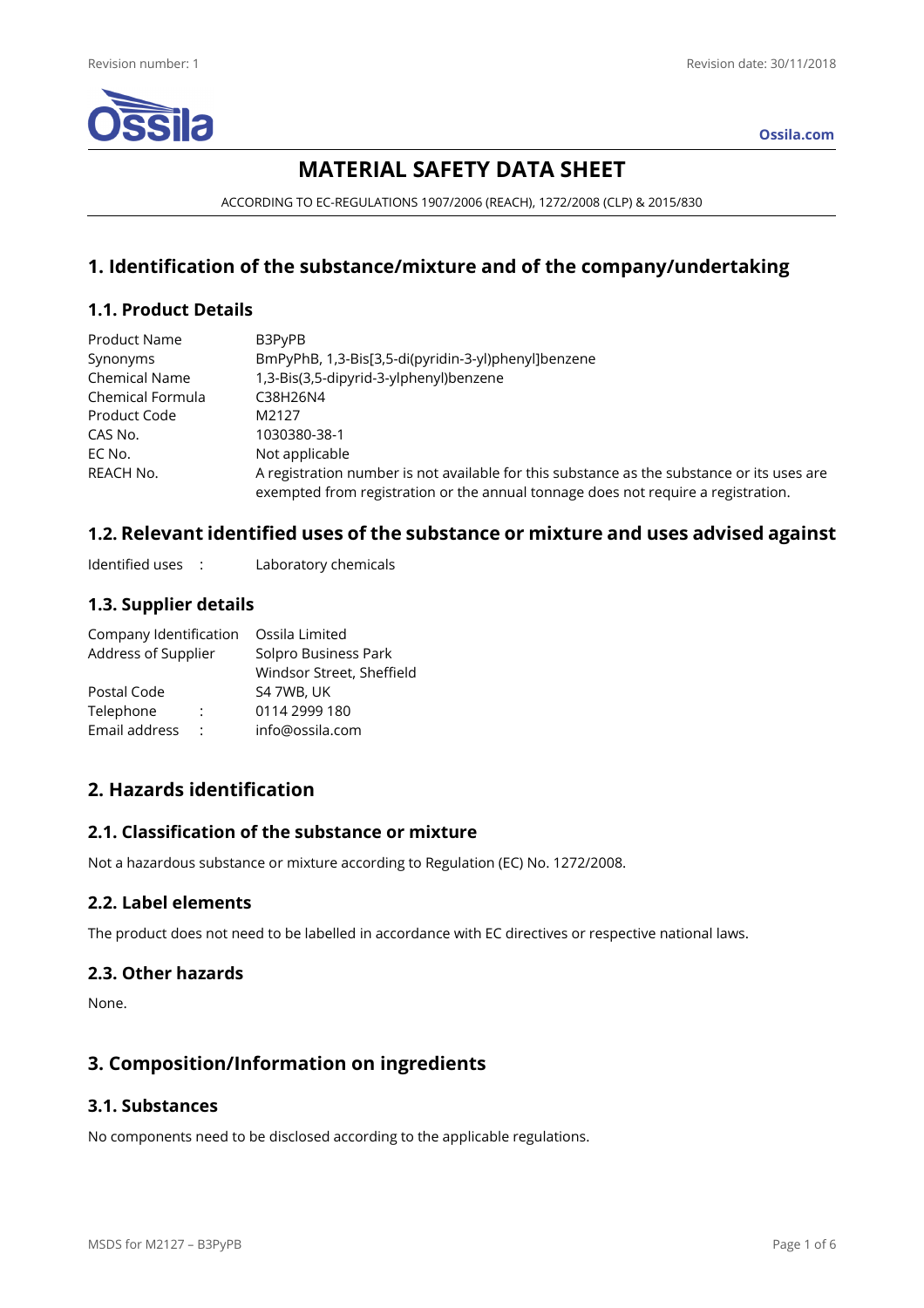# MATERIAL SAFETY DATA SHEET

ACCORDING TO EC-REGULATIONS 1907/2006 (REACH), 1272/2008 (CLP) & 2015/830

## 1. Identification of the substance/mixture and of the company/undertaking

### 1.1. Product Details

| | |
|---|---|
| Product Name | B3PyPB |
| Synonyms | BmPyPhB, 1,3-Bis[3,5-di(pyridin-3-yl)phenyl]benzene |
| Chemical Name | 1,3-Bis(3,5-dipyrid-3-ylphenyl)benzene |
| Chemical Formula | $C_{38}H_{26}N_4$ |
| Product Code | M2127 |
| CAS No. | 1030380-38-1 |
| EC No. | Not applicable |
| REACH No. | A registration number is not available for this substance as the substance or its uses are exempted from registration or the annual tonnage does not require a registration. |

### 1.2. Relevant identified uses of the substance or mixture and uses advised against

Identified uses : Laboratory chemicals

### 1.3. Supplier details

| | |
|---|---|
| Company Identification | Ossila Limited |
| Address of Supplier | Solpro Business Park<br>Windsor Street, Sheffield |
| Postal Code | S4 7WB, UK |
| Telephone : | 0114 2999 180 |
| Email address : | info@ossila.com |

## 2. Hazards identification

### 2.1. Classification of the substance or mixture

Not a hazardous substance or mixture according to Regulation (EC) No. 1272/2008.

### 2.2. Label elements

The product does not need to be labelled in accordance with EC directives or respective national laws.

### 2.3. Other hazards

None.

## 3. Composition/Information on ingredients

### 3.1. Substances

No components need to be disclosed according to the applicable regulations.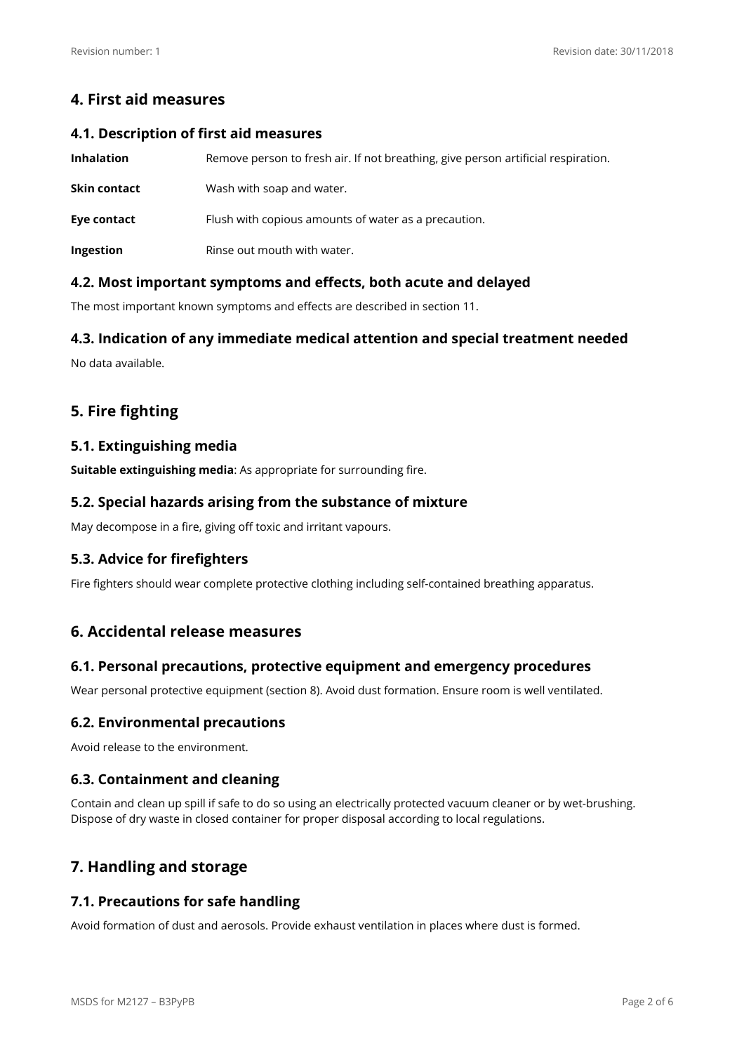## 4. First aid measures

### 4.1. Description of first aid measures

| | |
|---|---|
| **Inhalation** | Remove person to fresh air. If not breathing, give person artificial respiration. |
| **Skin contact** | Wash with soap and water. |
| **Eye contact** | Flush with copious amounts of water as a precaution. |
| **Ingestion** | Rinse out mouth with water. |

### 4.2. Most important symptoms and effects, both acute and delayed

The most important known symptoms and effects are described in section 11.

### 4.3. Indication of any immediate medical attention and special treatment needed

No data available.

## 5. Fire fighting

### 5.1. Extinguishing media

**Suitable extinguishing media**: As appropriate for surrounding fire.

### 5.2. Special hazards arising from the substance of mixture

May decompose in a fire, giving off toxic and irritant vapours.

### 5.3. Advice for firefighters

Fire fighters should wear complete protective clothing including self-contained breathing apparatus.

## 6. Accidental release measures

### 6.1. Personal precautions, protective equipment and emergency procedures

Wear personal protective equipment (section 8). Avoid dust formation. Ensure room is well ventilated.

### 6.2. Environmental precautions

Avoid release to the environment.

### 6.3. Containment and cleaning

Contain and clean up spill if safe to do so using an electrically protected vacuum cleaner or by wet-brushing. Dispose of dry waste in closed container for proper disposal according to local regulations.

## 7. Handling and storage

### 7.1. Precautions for safe handling

Avoid formation of dust and aerosols. Provide exhaust ventilation in places where dust is formed.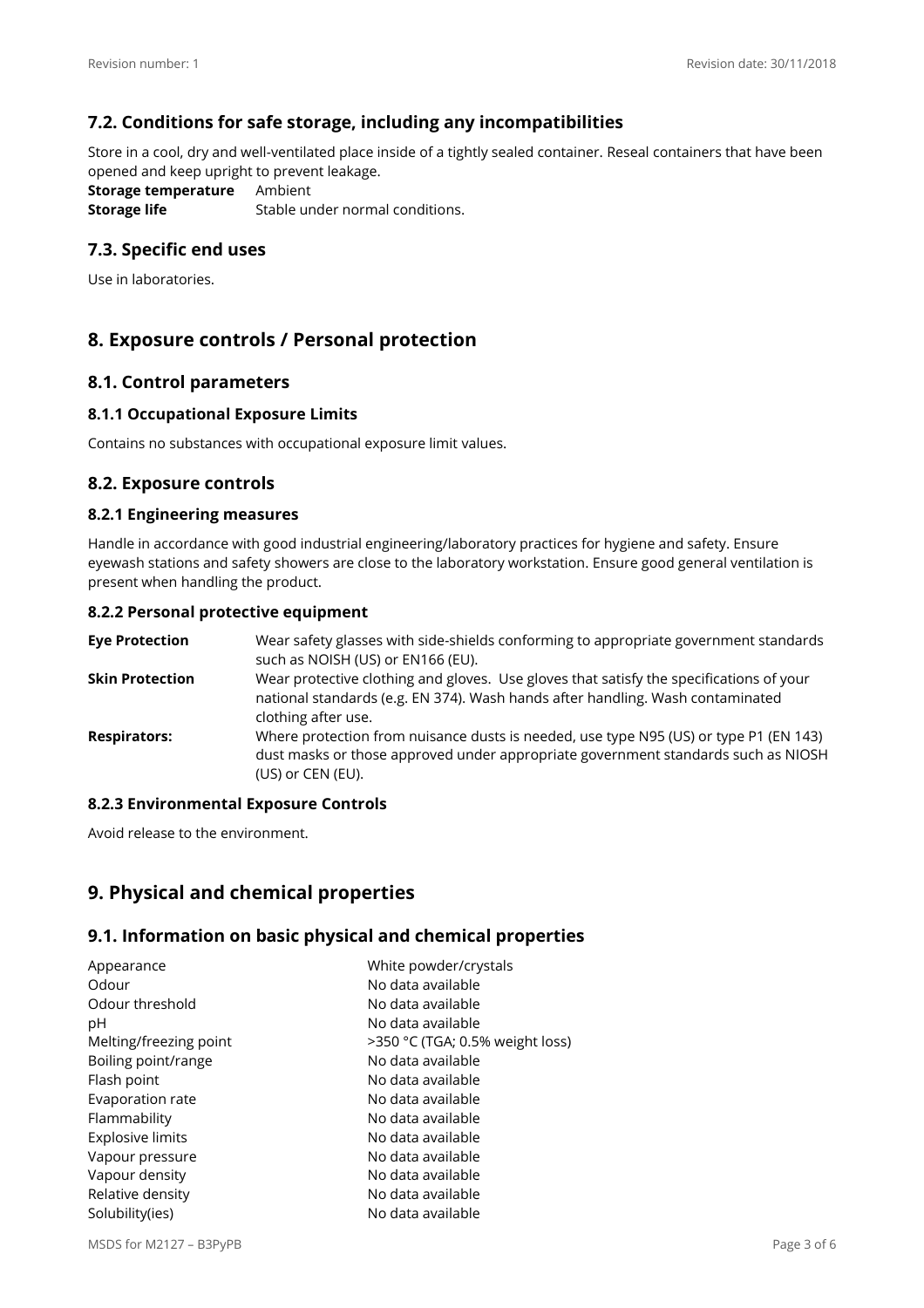## 7.2. Conditions for safe storage, including any incompatibilities

Store in a cool, dry and well-ventilated place inside of a tightly sealed container. Reseal containers that have been opened and keep upright to prevent leakage.

| | |
|---|---|
| **Storage temperature** | Ambient |
| **Storage life** | Stable under normal conditions. |

## 7.3. Specific end uses

Use in laboratories.

# 8. Exposure controls / Personal protection

## 8.1. Control parameters

### 8.1.1 Occupational Exposure Limits

Contains no substances with occupational exposure limit values.

## 8.2. Exposure controls

### 8.2.1 Engineering measures

Handle in accordance with good industrial engineering/laboratory practices for hygiene and safety. Ensure eyewash stations and safety showers are close to the laboratory workstation. Ensure good general ventilation is present when handling the product.

### 8.2.2 Personal protective equipment

| | |
|---|---|
| **Eye Protection** | Wear safety glasses with side-shields conforming to appropriate government standards such as NOISH (US) or EN166 (EU). |
| **Skin Protection** | Wear protective clothing and gloves. Use gloves that satisfy the specifications of your national standards (e.g. EN 374). Wash hands after handling. Wash contaminated clothing after use. |
| **Respirators:** | Where protection from nuisance dusts is needed, use type N95 (US) or type P1 (EN 143) dust masks or those approved under appropriate government standards such as NIOSH (US) or CEN (EU). |

### 8.2.3 Environmental Exposure Controls

Avoid release to the environment.

# 9. Physical and chemical properties

## 9.1. Information on basic physical and chemical properties

| | |
|---|---|
| Appearance | White powder/crystals |
| Odour | No data available |
| Odour threshold | No data available |
| pH | No data available |
| Melting/freezing point | >350 °C (TGA; 0.5% weight loss) |
| Boiling point/range | No data available |
| Flash point | No data available |
| Evaporation rate | No data available |
| Flammability | No data available |
| Explosive limits | No data available |
| Vapour pressure | No data available |
| Vapour density | No data available |
| Relative density | No data available |
| Solubility(ies) | No data available |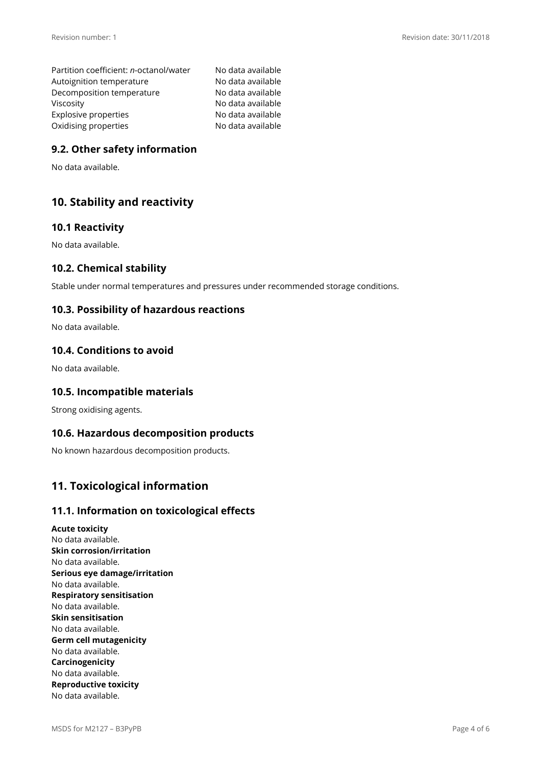| | |
|---|---|
| Partition coefficient: *n*-octanol/water | No data available |
| Autoignition temperature | No data available |
| Decomposition temperature | No data available |
| Viscosity | No data available |
| Explosive properties | No data available |
| Oxidising properties | No data available |

### 9.2. Other safety information

No data available.

## 10. Stability and reactivity

### 10.1 Reactivity

No data available.

### 10.2. Chemical stability

Stable under normal temperatures and pressures under recommended storage conditions.

### 10.3. Possibility of hazardous reactions

No data available.

### 10.4. Conditions to avoid

No data available.

### 10.5. Incompatible materials

Strong oxidising agents.

### 10.6. Hazardous decomposition products

No known hazardous decomposition products.

## 11. Toxicological information

### 11.1. Information on toxicological effects

**Acute toxicity**
No data available.
**Skin corrosion/irritation**
No data available.
**Serious eye damage/irritation**
No data available.
**Respiratory sensitisation**
No data available.
**Skin sensitisation**
No data available.
**Germ cell mutagenicity**
No data available.
**Carcinogenicity**
No data available.
**Reproductive toxicity**
No data available.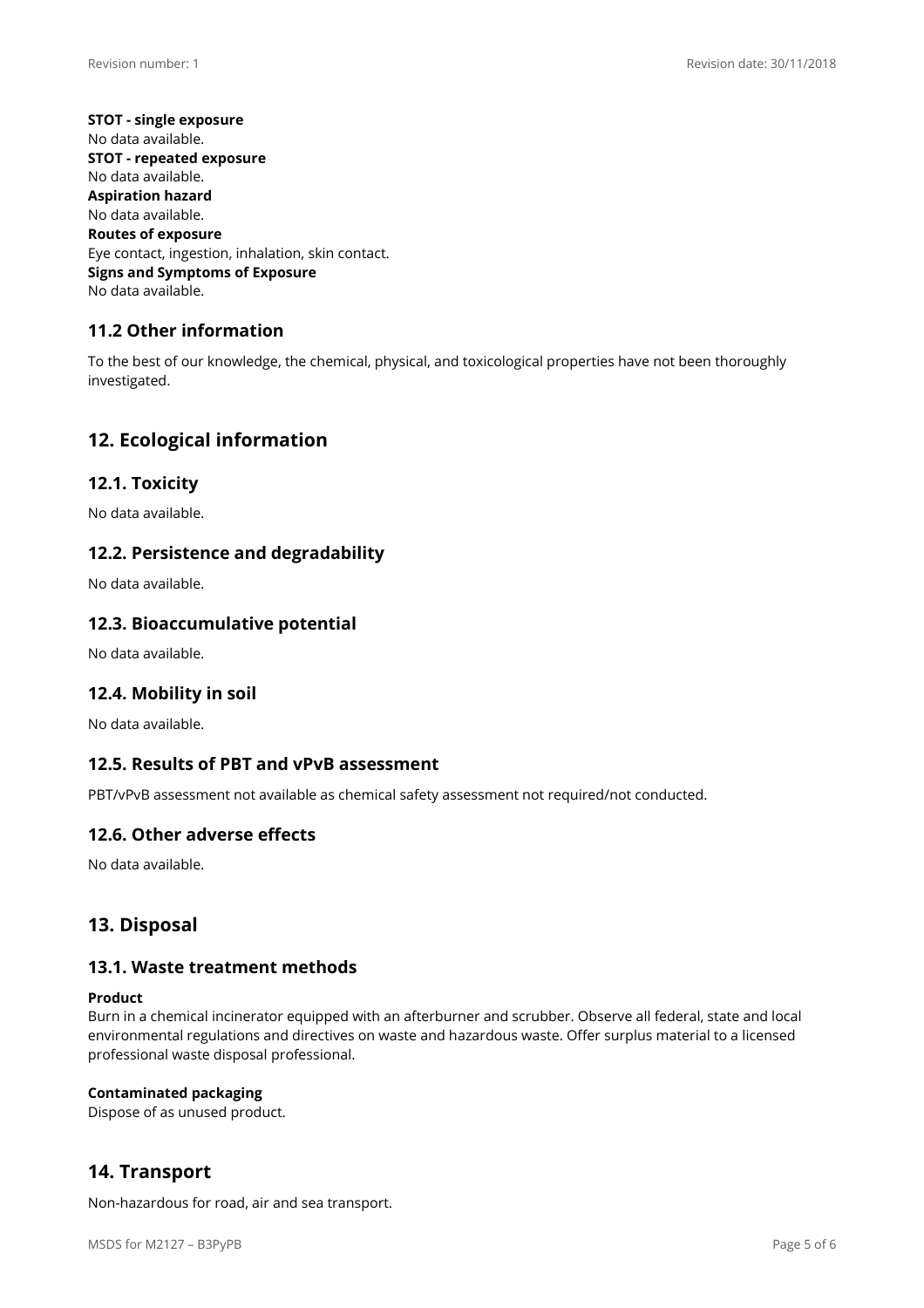**STOT - single exposure**
No data available.
**STOT - repeated exposure**
No data available.
**Aspiration hazard**
No data available.
**Routes of exposure**
Eye contact, ingestion, inhalation, skin contact.
**Signs and Symptoms of Exposure**
No data available.

### 11.2 Other information

To the best of our knowledge, the chemical, physical, and toxicological properties have not been thoroughly investigated.

## 12. Ecological information

### 12.1. Toxicity

No data available.

### 12.2. Persistence and degradability

No data available.

### 12.3. Bioaccumulative potential

No data available.

### 12.4. Mobility in soil

No data available.

### 12.5. Results of PBT and vPvB assessment

PBT/vPvB assessment not available as chemical safety assessment not required/not conducted.

### 12.6. Other adverse effects

No data available.

## 13. Disposal

### 13.1. Waste treatment methods

**Product**
Burn in a chemical incinerator equipped with an afterburner and scrubber. Observe all federal, state and local environmental regulations and directives on waste and hazardous waste. Offer surplus material to a licensed professional waste disposal professional.

**Contaminated packaging**
Dispose of as unused product.

## 14. Transport

Non-hazardous for road, air and sea transport.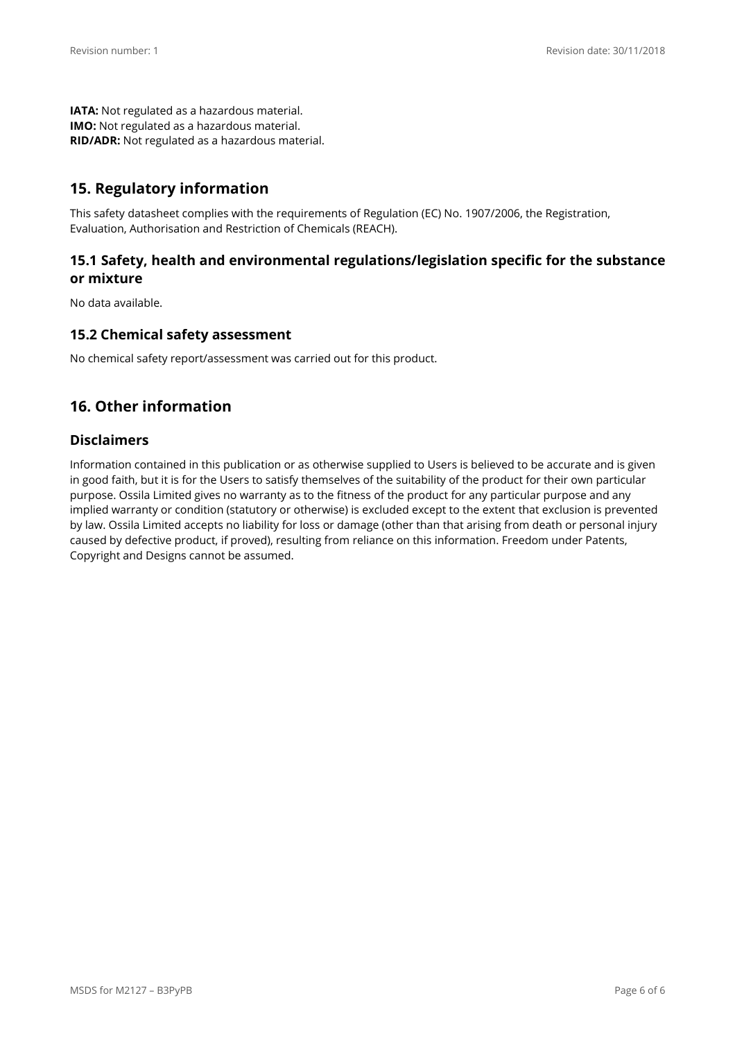**IATA:** Not regulated as a hazardous material.
**IMO:** Not regulated as a hazardous material.
**RID/ADR:** Not regulated as a hazardous material.

## 15. Regulatory information

This safety datasheet complies with the requirements of Regulation (EC) No. 1907/2006, the Registration, Evaluation, Authorisation and Restriction of Chemicals (REACH).

### 15.1 Safety, health and environmental regulations/legislation specific for the substance or mixture

No data available.

### 15.2 Chemical safety assessment

No chemical safety report/assessment was carried out for this product.

## 16. Other information

### Disclaimers

Information contained in this publication or as otherwise supplied to Users is believed to be accurate and is given in good faith, but it is for the Users to satisfy themselves of the suitability of the product for their own particular purpose. Ossila Limited gives no warranty as to the fitness of the product for any particular purpose and any implied warranty or condition (statutory or otherwise) is excluded except to the extent that exclusion is prevented by law. Ossila Limited accepts no liability for loss or damage (other than that arising from death or personal injury caused by defective product, if proved), resulting from reliance on this information. Freedom under Patents, Copyright and Designs cannot be assumed.